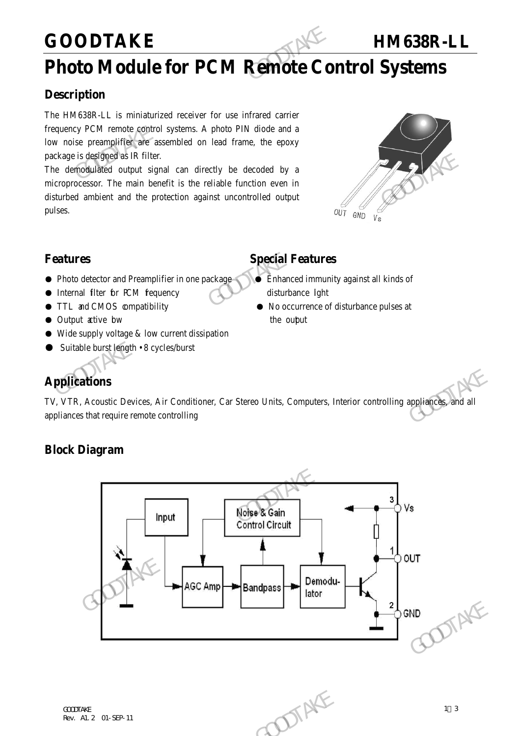# GOODTAKE HM638R-LL

# Photo Module for PCM Remote Control Systems

## Description

The HM638R-LL is miniaturized receiver for use infrared carrier frequency PCM remote control systems. A photo PIN diode and a low noise preamplifier are assembled on lead frame, the epoxy package is designed as IR filter.

The demodulated output signal can directly be decoded by a microprocessor. The main benefit is the reliable function even in disturbed ambient and the protection against uncontrolled output pulses.

OUT GND Vs

## Features

- Photo detector and Preamplifier in one package
- Internal filter for PCM frequency
- TTL and CMOS compatibility
- Output active low
- Wide supply voltage & low current dissipation
- Suitable burst length • 8 cycles/burst

## Special Features

- Enhanced immunity against all kinds of disturbance light
- No occurrence of disturbance pulses at the output

## Applications

TV, VTR, Acoustic Devices, Air Conditioner, Car Stereo Units, Computers, Interior controlling appliances, and all appliances that require remote controlling

## Block Diagram

Input — Noise & Gain Control Circuit — AGC Amp — Bandpass — Demodulator

3 Vs, 1 OUT, 2 GND

GOODTAKE
Rev. A1.2 01-SEP-11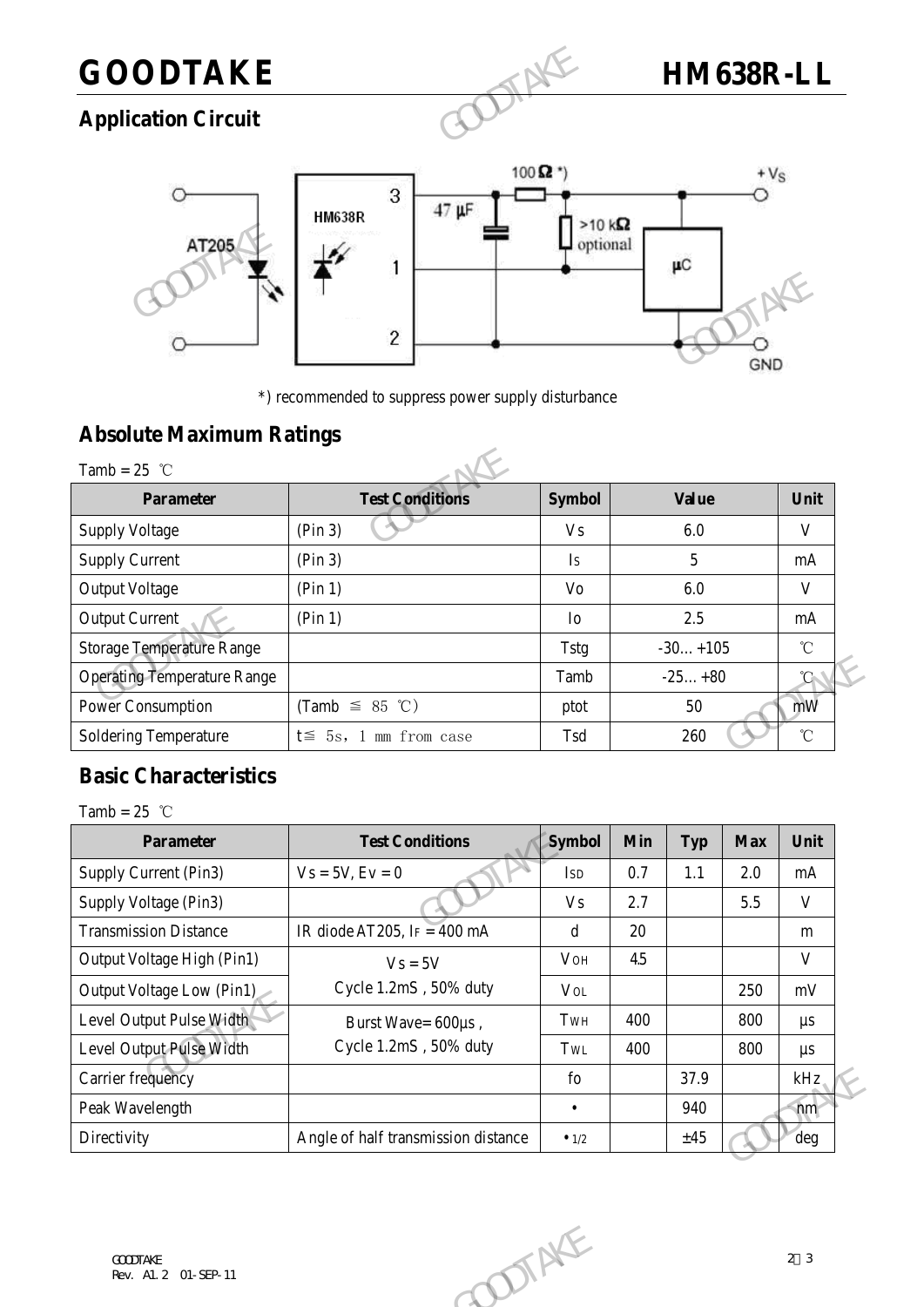## Application Circuit

*) recommended to suppress power supply disturbance

## Absolute Maximum Ratings

Tamb = 25 ℃

| Parameter | Test Conditions | Symbol | Value | Unit |
|---|---|---|---|---|
| Supply Voltage | (Pin 3) | Vs | 6.0 | V |
| Supply Current | (Pin 3) | Is | 5 | mA |
| Output Voltage | (Pin 1) | Vo | 6.0 | V |
| Output Current | (Pin 1) | Io | 2.5 | mA |
| Storage Temperature Range | | Tstg | -30…+105 | ℃ |
| Operating Temperature Range | | Tamb | -25…+80 | ℃ |
| Power Consumption | (Tamb ≦ 85 ℃) | ptot | 50 | mW |
| Soldering Temperature | t≦ 5s, 1 mm from case | Tsd | 260 | ℃ |

## Basic Characteristics

Tamb = 25 ℃

| Parameter | Test Conditions | Symbol | Min | Typ | Max | Unit |
|---|---|---|---|---|---|---|
| Supply Current (Pin3) | Vs = 5V, Ev = 0 | $I_{SD}$ | 0.7 | 1.1 | 2.0 | mA |
| Supply Voltage (Pin3) | | Vs | 2.7 | | 5.5 | V |
| Transmission Distance | IR diode AT205, $I_F$ = 400 mA | d | 20 | | | m |
| Output Voltage High (Pin1) | Vs = 5V Cycle 1.2mS , 50% duty | $V_{OH}$ | 4.5 | | | V |
| Output Voltage Low (Pin1) | | $V_{OL}$ | | | 250 | mV |
| Level Output Pulse Width | Burst Wave= 600μs , Cycle 1.2mS , 50% duty | $T_{WH}$ | 400 | | 800 | μs |
| Level Output Pulse Width | | $T_{WL}$ | 400 | | 800 | μs |
| Carrier frequency | | fo | | 37.9 | | kHz |
| Peak Wavelength | | • | | 940 | | nm |
| Directivity | Angle of half transmission distance | $•_{1/2}$ | | ±45 | | deg |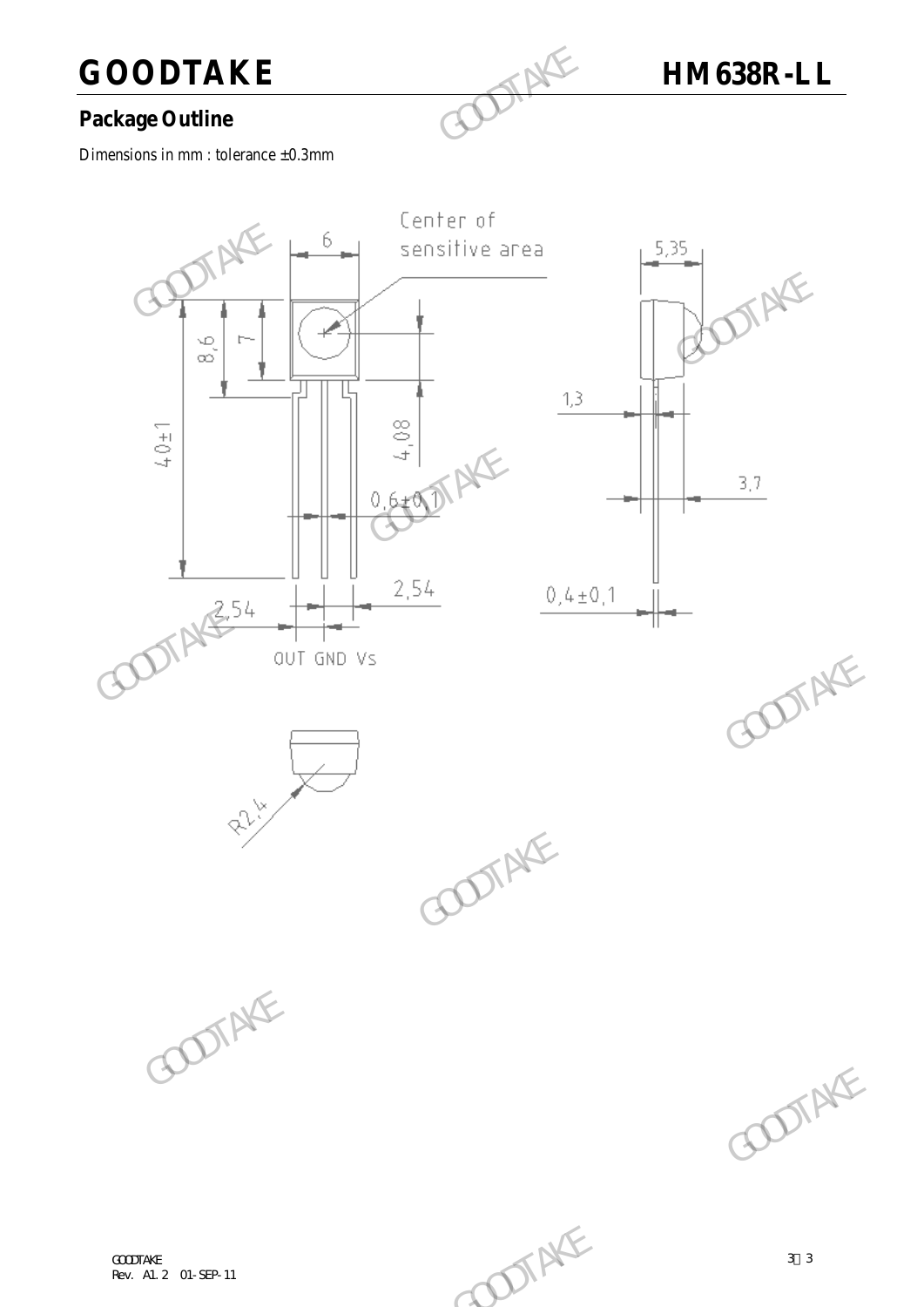## Package Outline

Dimensions in mm : tolerance ±0.3mm

Center of sensitive area

6

5,35

8,6

7

40±1

4,08

1,3

3,7

0,6±0,1

2,54

2,54

0,4±0,1

OUT GND Vs

R2,4